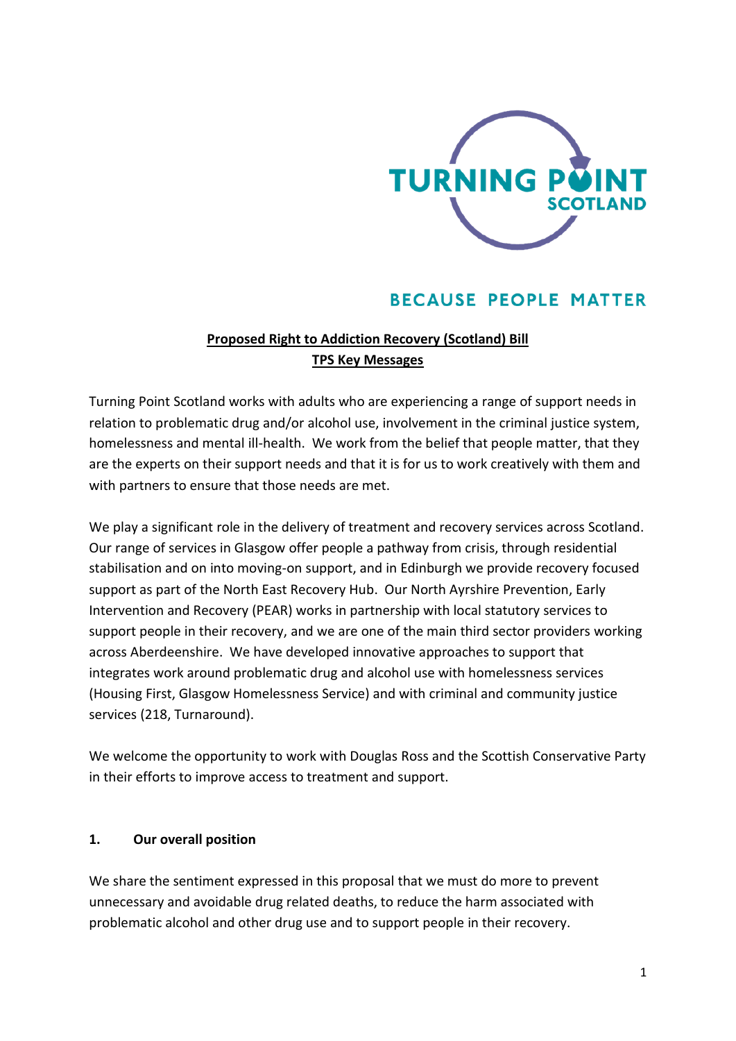TURNING POINT SCOTLAND

BECAUSE PEOPLE MATTER

**Proposed Right to Addiction Recovery (Scotland) Bill**
**TPS Key Messages**

Turning Point Scotland works with adults who are experiencing a range of support needs in relation to problematic drug and/or alcohol use, involvement in the criminal justice system, homelessness and mental ill-health. We work from the belief that people matter, that they are the experts on their support needs and that it is for us to work creatively with them and with partners to ensure that those needs are met.

We play a significant role in the delivery of treatment and recovery services across Scotland. Our range of services in Glasgow offer people a pathway from crisis, through residential stabilisation and on into moving-on support, and in Edinburgh we provide recovery focused support as part of the North East Recovery Hub. Our North Ayrshire Prevention, Early Intervention and Recovery (PEAR) works in partnership with local statutory services to support people in their recovery, and we are one of the main third sector providers working across Aberdeenshire. We have developed innovative approaches to support that integrates work around problematic drug and alcohol use with homelessness services (Housing First, Glasgow Homelessness Service) and with criminal and community justice services (218, Turnaround).

We welcome the opportunity to work with Douglas Ross and the Scottish Conservative Party in their efforts to improve access to treatment and support.

## 1. Our overall position

We share the sentiment expressed in this proposal that we must do more to prevent unnecessary and avoidable drug related deaths, to reduce the harm associated with problematic alcohol and other drug use and to support people in their recovery.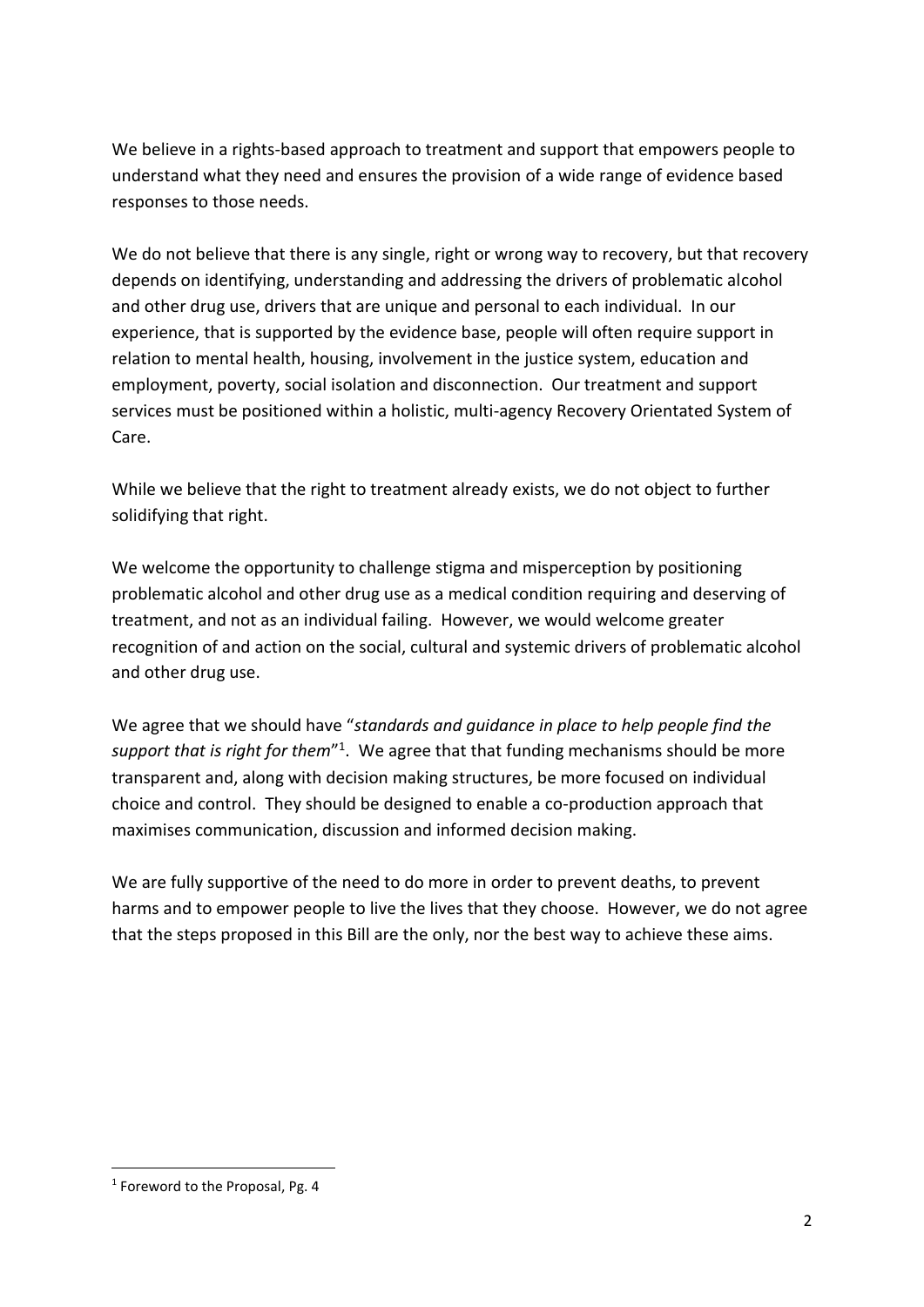We believe in a rights-based approach to treatment and support that empowers people to understand what they need and ensures the provision of a wide range of evidence based responses to those needs.

We do not believe that there is any single, right or wrong way to recovery, but that recovery depends on identifying, understanding and addressing the drivers of problematic alcohol and other drug use, drivers that are unique and personal to each individual. In our experience, that is supported by the evidence base, people will often require support in relation to mental health, housing, involvement in the justice system, education and employment, poverty, social isolation and disconnection. Our treatment and support services must be positioned within a holistic, multi-agency Recovery Orientated System of Care.

While we believe that the right to treatment already exists, we do not object to further solidifying that right.

We welcome the opportunity to challenge stigma and misperception by positioning problematic alcohol and other drug use as a medical condition requiring and deserving of treatment, and not as an individual failing. However, we would welcome greater recognition of and action on the social, cultural and systemic drivers of problematic alcohol and other drug use.

We agree that we should have "*standards and guidance in place to help people find the support that is right for them*"[1]. We agree that that funding mechanisms should be more transparent and, along with decision making structures, be more focused on individual choice and control. They should be designed to enable a co-production approach that maximises communication, discussion and informed decision making.

We are fully supportive of the need to do more in order to prevent deaths, to prevent harms and to empower people to live the lives that they choose. However, we do not agree that the steps proposed in this Bill are the only, nor the best way to achieve these aims.

---

[1] Foreword to the Proposal, Pg. 4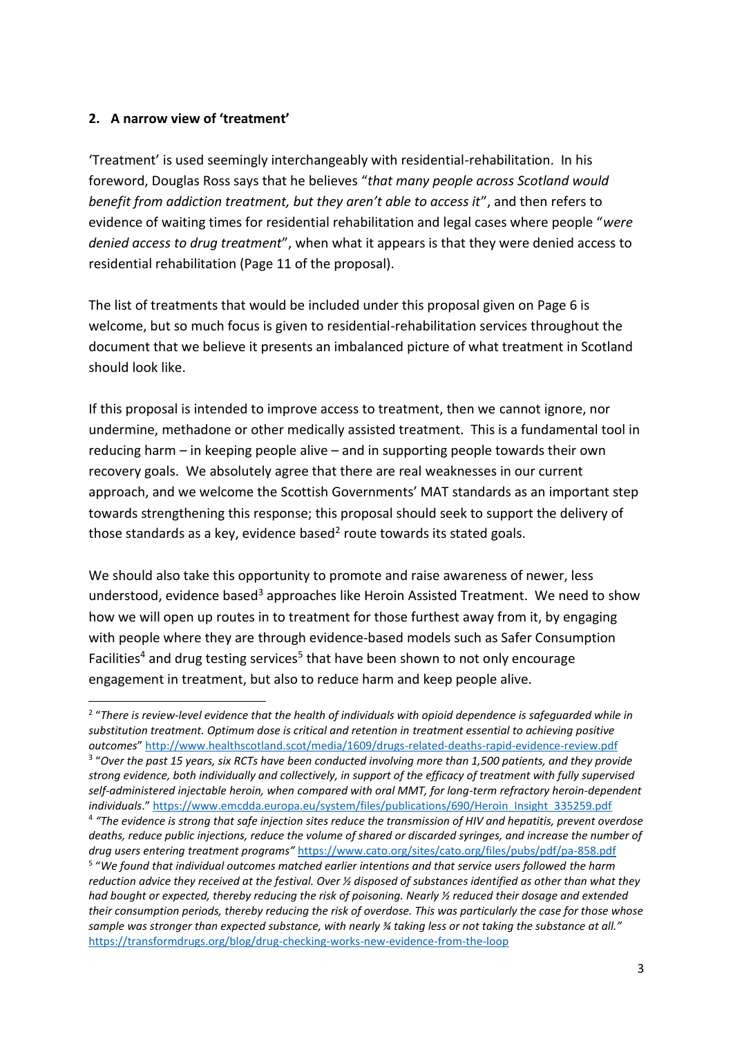**2. A narrow view of 'treatment'**

'Treatment' is used seemingly interchangeably with residential-rehabilitation. In his foreword, Douglas Ross says that he believes "*that many people across Scotland would benefit from addiction treatment, but they aren't able to access it*", and then refers to evidence of waiting times for residential rehabilitation and legal cases where people "*were denied access to drug treatment*", when what it appears is that they were denied access to residential rehabilitation (Page 11 of the proposal).

The list of treatments that would be included under this proposal given on Page 6 is welcome, but so much focus is given to residential-rehabilitation services throughout the document that we believe it presents an imbalanced picture of what treatment in Scotland should look like.

If this proposal is intended to improve access to treatment, then we cannot ignore, nor undermine, methadone or other medically assisted treatment. This is a fundamental tool in reducing harm – in keeping people alive – and in supporting people towards their own recovery goals. We absolutely agree that there are real weaknesses in our current approach, and we welcome the Scottish Governments' MAT standards as an important step towards strengthening this response; this proposal should seek to support the delivery of those standards as a key, evidence based[2] route towards its stated goals.

We should also take this opportunity to promote and raise awareness of newer, less understood, evidence based[3] approaches like Heroin Assisted Treatment. We need to show how we will open up routes in to treatment for those furthest away from it, by engaging with people where they are through evidence-based models such as Safer Consumption Facilities[4] and drug testing services[5] that have been shown to not only encourage engagement in treatment, but also to reduce harm and keep people alive.

---

[2] "*There is review-level evidence that the health of individuals with opioid dependence is safeguarded while in substitution treatment. Optimum dose is critical and retention in treatment essential to achieving positive outcomes*" http://www.healthscotland.scot/media/1609/drugs-related-deaths-rapid-evidence-review.pdf

[3] "*Over the past 15 years, six RCTs have been conducted involving more than 1,500 patients, and they provide strong evidence, both individually and collectively, in support of the efficacy of treatment with fully supervised self-administered injectable heroin, when compared with oral MMT, for long-term refractory heroin-dependent individuals*." https://www.emcdda.europa.eu/system/files/publications/690/Heroin_Insight_335259.pdf

[4] *"The evidence is strong that safe injection sites reduce the transmission of HIV and hepatitis, prevent overdose deaths, reduce public injections, reduce the volume of shared or discarded syringes, and increase the number of drug users entering treatment programs"* https://www.cato.org/sites/cato.org/files/pubs/pdf/pa-858.pdf

[5] "*We found that individual outcomes matched earlier intentions and that service users followed the harm reduction advice they received at the festival. Over ½ disposed of substances identified as other than what they had bought or expected, thereby reducing the risk of poisoning. Nearly ½ reduced their dosage and extended their consumption periods, thereby reducing the risk of overdose. This was particularly the case for those whose sample was stronger than expected substance, with nearly ¾ taking less or not taking the substance at all."* https://transformdrugs.org/blog/drug-checking-works-new-evidence-from-the-loop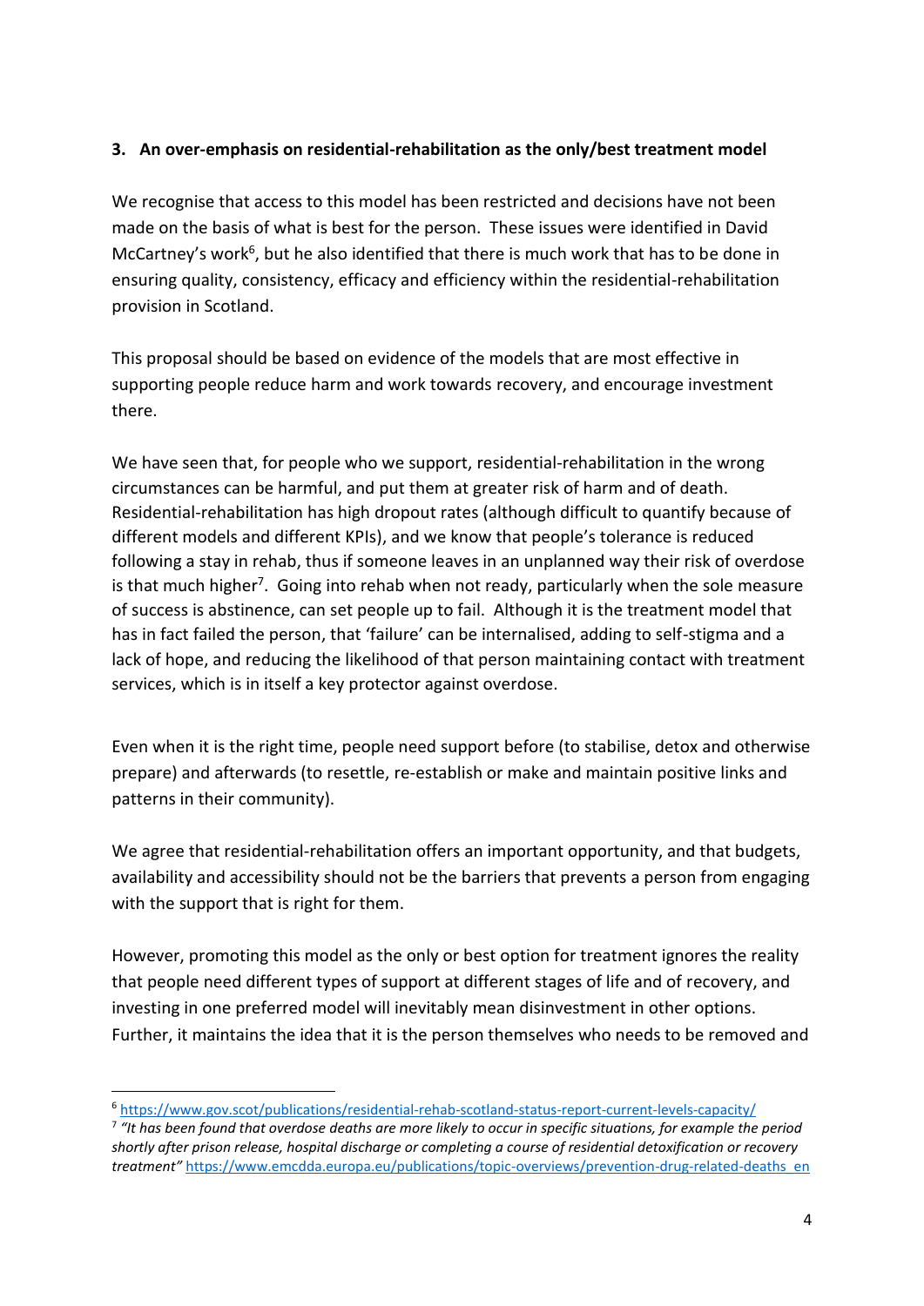**3. An over-emphasis on residential-rehabilitation as the only/best treatment model**

We recognise that access to this model has been restricted and decisions have not been made on the basis of what is best for the person. These issues were identified in David McCartney's work[6], but he also identified that there is much work that has to be done in ensuring quality, consistency, efficacy and efficiency within the residential-rehabilitation provision in Scotland.

This proposal should be based on evidence of the models that are most effective in supporting people reduce harm and work towards recovery, and encourage investment there.

We have seen that, for people who we support, residential-rehabilitation in the wrong circumstances can be harmful, and put them at greater risk of harm and of death. Residential-rehabilitation has high dropout rates (although difficult to quantify because of different models and different KPIs), and we know that people's tolerance is reduced following a stay in rehab, thus if someone leaves in an unplanned way their risk of overdose is that much higher[7]. Going into rehab when not ready, particularly when the sole measure of success is abstinence, can set people up to fail. Although it is the treatment model that has in fact failed the person, that 'failure' can be internalised, adding to self-stigma and a lack of hope, and reducing the likelihood of that person maintaining contact with treatment services, which is in itself a key protector against overdose.

Even when it is the right time, people need support before (to stabilise, detox and otherwise prepare) and afterwards (to resettle, re-establish or make and maintain positive links and patterns in their community).

We agree that residential-rehabilitation offers an important opportunity, and that budgets, availability and accessibility should not be the barriers that prevents a person from engaging with the support that is right for them.

However, promoting this model as the only or best option for treatment ignores the reality that people need different types of support at different stages of life and of recovery, and investing in one preferred model will inevitably mean disinvestment in other options. Further, it maintains the idea that it is the person themselves who needs to be removed and

---

[6] https://www.gov.scot/publications/residential-rehab-scotland-status-report-current-levels-capacity/

[7] *"It has been found that overdose deaths are more likely to occur in specific situations, for example the period shortly after prison release, hospital discharge or completing a course of residential detoxification or recovery treatment"* https://www.emcdda.europa.eu/publications/topic-overviews/prevention-drug-related-deaths_en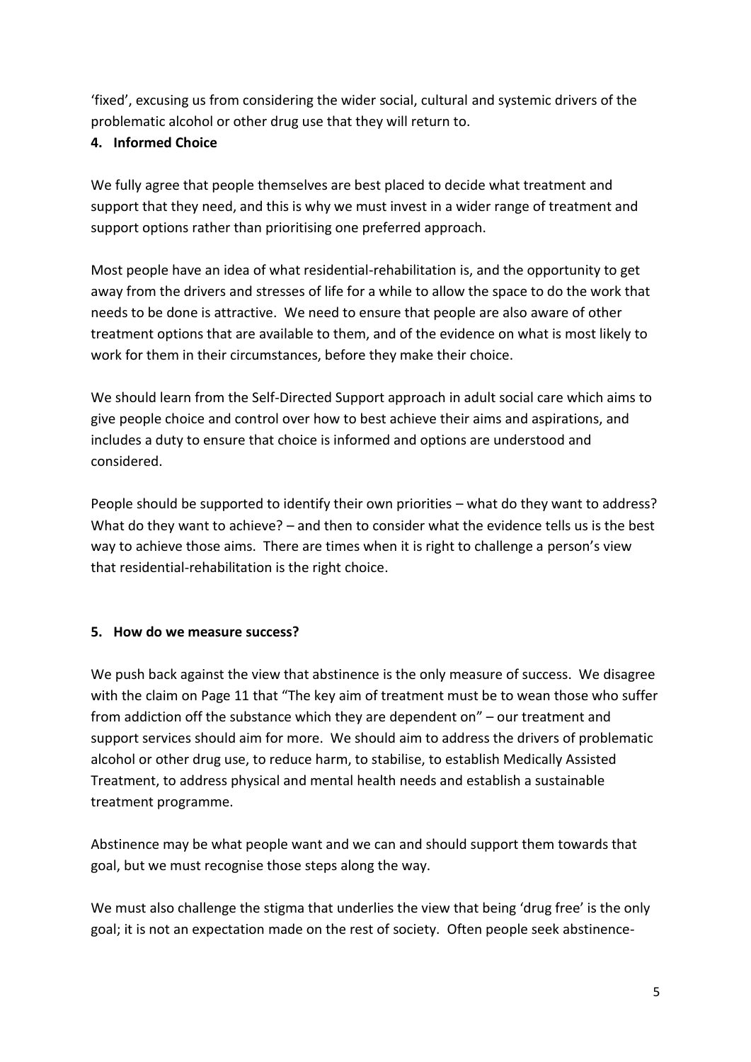'fixed', excusing us from considering the wider social, cultural and systemic drivers of the problematic alcohol or other drug use that they will return to.

## 4. Informed Choice

We fully agree that people themselves are best placed to decide what treatment and support that they need, and this is why we must invest in a wider range of treatment and support options rather than prioritising one preferred approach.

Most people have an idea of what residential-rehabilitation is, and the opportunity to get away from the drivers and stresses of life for a while to allow the space to do the work that needs to be done is attractive. We need to ensure that people are also aware of other treatment options that are available to them, and of the evidence on what is most likely to work for them in their circumstances, before they make their choice.

We should learn from the Self-Directed Support approach in adult social care which aims to give people choice and control over how to best achieve their aims and aspirations, and includes a duty to ensure that choice is informed and options are understood and considered.

People should be supported to identify their own priorities – what do they want to address? What do they want to achieve? – and then to consider what the evidence tells us is the best way to achieve those aims. There are times when it is right to challenge a person's view that residential-rehabilitation is the right choice.

## 5. How do we measure success?

We push back against the view that abstinence is the only measure of success. We disagree with the claim on Page 11 that "The key aim of treatment must be to wean those who suffer from addiction off the substance which they are dependent on" – our treatment and support services should aim for more. We should aim to address the drivers of problematic alcohol or other drug use, to reduce harm, to stabilise, to establish Medically Assisted Treatment, to address physical and mental health needs and establish a sustainable treatment programme.

Abstinence may be what people want and we can and should support them towards that goal, but we must recognise those steps along the way.

We must also challenge the stigma that underlies the view that being 'drug free' is the only goal; it is not an expectation made on the rest of society. Often people seek abstinence-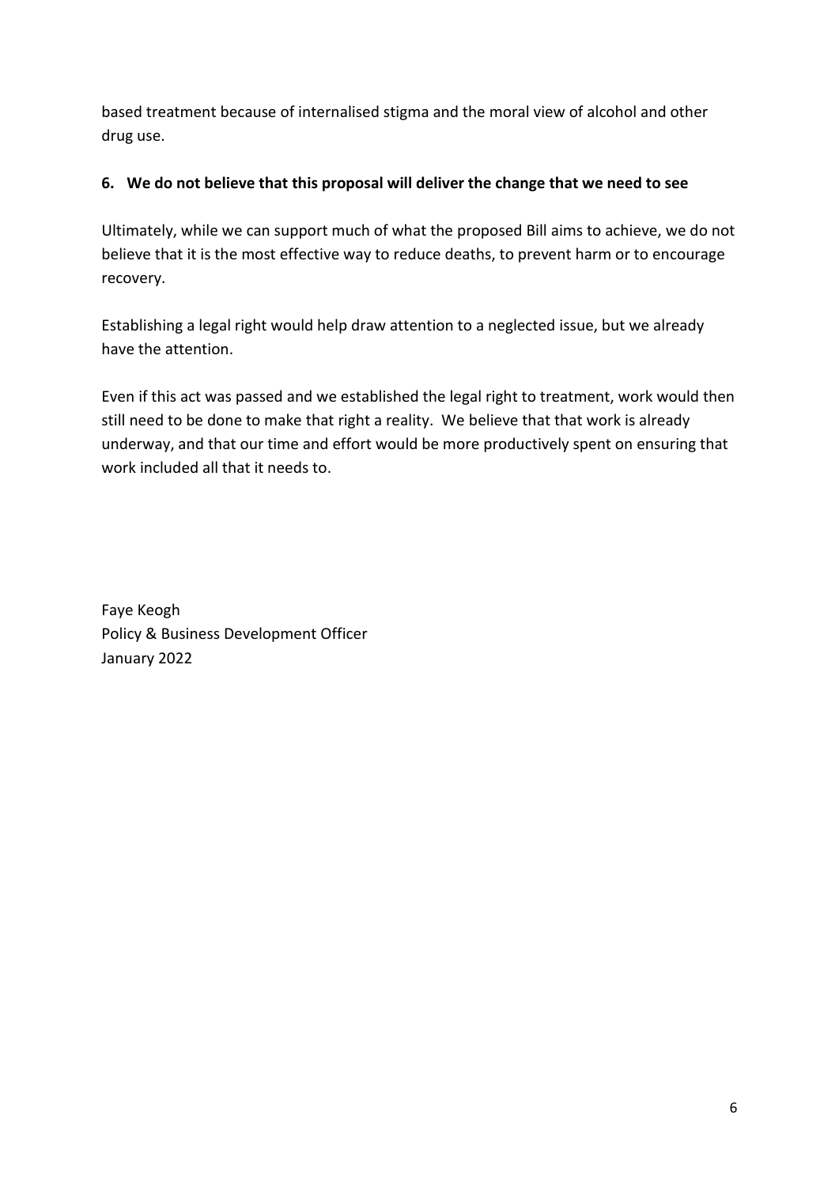based treatment because of internalised stigma and the moral view of alcohol and other drug use.

**6. We do not believe that this proposal will deliver the change that we need to see**

Ultimately, while we can support much of what the proposed Bill aims to achieve, we do not believe that it is the most effective way to reduce deaths, to prevent harm or to encourage recovery.

Establishing a legal right would help draw attention to a neglected issue, but we already have the attention.

Even if this act was passed and we established the legal right to treatment, work would then still need to be done to make that right a reality. We believe that that work is already underway, and that our time and effort would be more productively spent on ensuring that work included all that it needs to.

Faye Keogh
Policy & Business Development Officer
January 2022